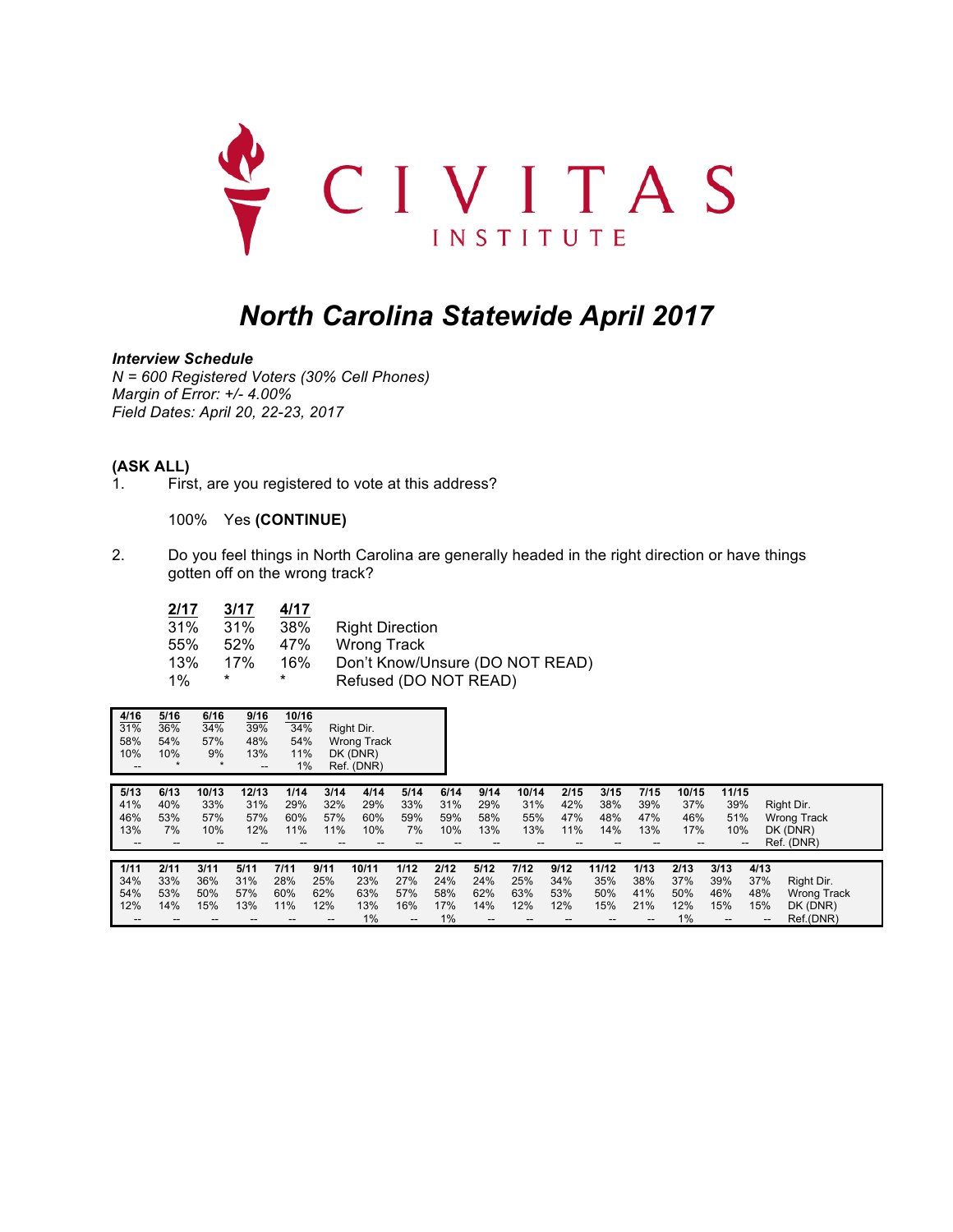CIVITAS INSTITUTE

# North Carolina Statewide April 2017

***Interview Schedule***
*N = 600 Registered Voters (30% Cell Phones)*
*Margin of Error: +/- 4.00%*
*Field Dates: April 20, 22-23, 2017*

**(ASK ALL)**

1. First, are you registered to vote at this address?

   100% Yes **(CONTINUE)**

2. Do you feel things in North Carolina are generally headed in the right direction or have things gotten off on the wrong track?

| 2/17 | 3/17 | 4/17 | |
|---|---|---|---|
| 31% | 31% | 38% | Right Direction |
| 55% | 52% | 47% | Wrong Track |
| 13% | 17% | 16% | Don't Know/Unsure (DO NOT READ) |
| 1% | * | * | Refused (DO NOT READ) |

| 4/16 | 5/16 | 6/16 | 9/16 | 10/16 | |
|---|---|---|---|---|---|
| 31% | 36% | 34% | 39% | 34% | Right Dir. |
| 58% | 54% | 57% | 48% | 54% | Wrong Track |
| 10% | 10% | 9% | 13% | 11% | DK (DNR) |
| -- | * | * | -- | 1% | Ref. (DNR) |

| 5/13 | 6/13 | 10/13 | 12/13 | 1/14 | 3/14 | 4/14 | 5/14 | 6/14 | 9/14 | 10/14 | 2/15 | 3/15 | 7/15 | 10/15 | 11/15 | |
|---|---|---|---|---|---|---|---|---|---|---|---|---|---|---|---|---|
| 41% | 40% | 33% | 31% | 29% | 32% | 29% | 33% | 31% | 29% | 31% | 42% | 38% | 39% | 37% | 39% | Right Dir. |
| 46% | 53% | 57% | 57% | 60% | 57% | 60% | 59% | 59% | 58% | 55% | 47% | 48% | 47% | 46% | 51% | Wrong Track |
| 13% | 7% | 10% | 12% | 11% | 11% | 10% | 7% | 10% | 13% | 13% | 11% | 14% | 13% | 17% | 10% | DK (DNR) |
| -- | -- | -- | -- | -- | -- | -- | -- | -- | -- | -- | -- | -- | -- | -- | -- | Ref. (DNR) |

| 1/11 | 2/11 | 3/11 | 5/11 | 7/11 | 9/11 | 10/11 | 1/12 | 2/12 | 5/12 | 7/12 | 9/12 | 11/12 | 1/13 | 2/13 | 3/13 | 4/13 | |
|---|---|---|---|---|---|---|---|---|---|---|---|---|---|---|---|---|---|
| 34% | 33% | 36% | 31% | 28% | 25% | 23% | 27% | 24% | 24% | 25% | 34% | 35% | 38% | 37% | 39% | 37% | Right Dir. |
| 54% | 53% | 50% | 57% | 60% | 62% | 63% | 57% | 58% | 62% | 63% | 53% | 50% | 41% | 50% | 46% | 48% | Wrong Track |
| 12% | 14% | 15% | 13% | 11% | 12% | 13% | 16% | 17% | 14% | 12% | 12% | 15% | 21% | 12% | 15% | 15% | DK (DNR) |
| -- | -- | -- | -- | -- | -- | 1% | -- | 1% | -- | -- | -- | -- | -- | 1% | -- | -- | Ref.(DNR) |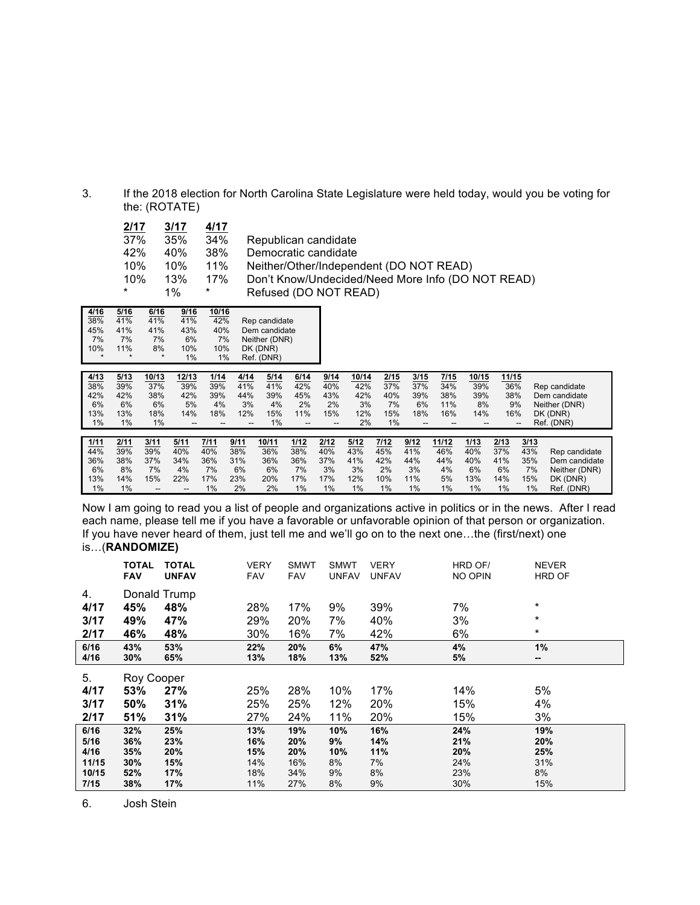3. If the 2018 election for North Carolina State Legislature were held today, would you be voting for the: (ROTATE)

| 2/17 | 3/17 | 4/17 | |
|---|---|---|---|
| 37% | 35% | 34% | Republican candidate |
| 42% | 40% | 38% | Democratic candidate |
| 10% | 10% | 11% | Neither/Other/Independent (DO NOT READ) |
| 10% | 13% | 17% | Don't Know/Undecided/Need More Info (DO NOT READ) |
| * | 1% | * | Refused (DO NOT READ) |

| 4/16 | 5/16 | 6/16 | 9/16 | 10/16 | |
|---|---|---|---|---|---|
| 38% | 41% | 41% | 41% | 42% | Rep candidate |
| 45% | 41% | 41% | 43% | 40% | Dem candidate |
| 7% | 7% | 7% | 6% | 7% | Neither (DNR) |
| 10% | 11% | 8% | 10% | 10% | DK (DNR) |
| * | * | * | 1% | 1% | Ref. (DNR) |

| 4/13 | 5/13 | 10/13 | 12/13 | 1/14 | 4/14 | 5/14 | 6/14 | 9/14 | 10/14 | 2/15 | 3/15 | 7/15 | 10/15 | 11/15 | |
|---|---|---|---|---|---|---|---|---|---|---|---|---|---|---|---|
| 38% | 39% | 37% | 39% | 39% | 41% | 41% | 42% | 40% | 42% | 37% | 37% | 34% | 39% | 36% | Rep candidate |
| 42% | 42% | 38% | 42% | 39% | 44% | 39% | 45% | 43% | 42% | 40% | 39% | 38% | 39% | 38% | Dem candidate |
| 6% | 6% | 6% | 5% | 4% | 3% | 4% | 2% | 2% | 3% | 7% | 6% | 11% | 8% | 9% | Neither (DNR) |
| 13% | 13% | 18% | 14% | 18% | 12% | 15% | 11% | 15% | 12% | 15% | 18% | 16% | 14% | 16% | DK (DNR) |
| 1% | 1% | 1% | -- | -- | -- | 1% | -- | -- | 2% | 1% | -- | -- | -- | -- | Ref. (DNR) |

| 1/11 | 2/11 | 3/11 | 5/11 | 7/11 | 9/11 | 10/11 | 1/12 | 2/12 | 5/12 | 7/12 | 9/12 | 11/12 | 1/13 | 2/13 | 3/13 | |
|---|---|---|---|---|---|---|---|---|---|---|---|---|---|---|---|---|
| 44% | 39% | 39% | 40% | 40% | 38% | 36% | 38% | 40% | 43% | 45% | 41% | 46% | 40% | 37% | 43% | Rep candidate |
| 36% | 38% | 37% | 34% | 36% | 31% | 36% | 36% | 37% | 41% | 42% | 44% | 44% | 40% | 41% | 35% | Dem candidate |
| 6% | 8% | 7% | 4% | 7% | 6% | 6% | 7% | 3% | 3% | 2% | 3% | 4% | 6% | 6% | 7% | Neither (DNR) |
| 13% | 14% | 15% | 22% | 17% | 23% | 20% | 17% | 17% | 12% | 10% | 11% | 5% | 13% | 14% | 15% | DK (DNR) |
| 1% | 1% | -- | -- | 1% | 2% | 2% | 1% | 1% | 1% | 1% | 1% | 1% | 1% | 1% | 1% | Ref. (DNR) |

Now I am going to read you a list of people and organizations active in politics or in the news. After I read each name, please tell me if you have a favorable or unfavorable opinion of that person or organization. If you have never heard of them, just tell me and we'll go on to the next one…the (first/next) one is…(**RANDOMIZE)**

| | TOTAL FAV | TOTAL UNFAV | VERY FAV | SMWT FAV | SMWT UNFAV | VERY UNFAV | HRD OF/ NO OPIN | NEVER HRD OF |
|---|---|---|---|---|---|---|---|---|
| 4. Donald Trump | | | | | | | | |
| **4/17** | **45%** | **48%** | 28% | 17% | 9% | 39% | 7% | * |
| **3/17** | **49%** | **47%** | 29% | 20% | 7% | 40% | 3% | * |
| **2/17** | **46%** | **48%** | 30% | 16% | 7% | 42% | 6% | * |
| **6/16** | **43%** | **53%** | **22%** | **20%** | **6%** | **47%** | **4%** | **1%** |
| **4/16** | **30%** | **65%** | **13%** | **18%** | **13%** | **52%** | **5%** | **--** |
| 5. Roy Cooper | | | | | | | | |
| **4/17** | **53%** | **27%** | 25% | 28% | 10% | 17% | 14% | 5% |
| **3/17** | **50%** | **31%** | 25% | 25% | 12% | 20% | 15% | 4% |
| **2/17** | **51%** | **31%** | 27% | 24% | 11% | 20% | 15% | 3% |
| **6/16** | **32%** | **25%** | **13%** | **19%** | **10%** | **16%** | **24%** | **19%** |
| **5/16** | **36%** | **23%** | **16%** | **20%** | **9%** | **14%** | **21%** | **20%** |
| **4/16** | **35%** | **20%** | **15%** | **20%** | **10%** | **11%** | **20%** | **25%** |
| **11/15** | **30%** | **15%** | 14% | 16% | 8% | 7% | 24% | 31% |
| **10/15** | **52%** | **17%** | 18% | 34% | 9% | 8% | 23% | 8% |
| **7/15** | **38%** | **17%** | 11% | 27% | 8% | 9% | 30% | 15% |

6. Josh Stein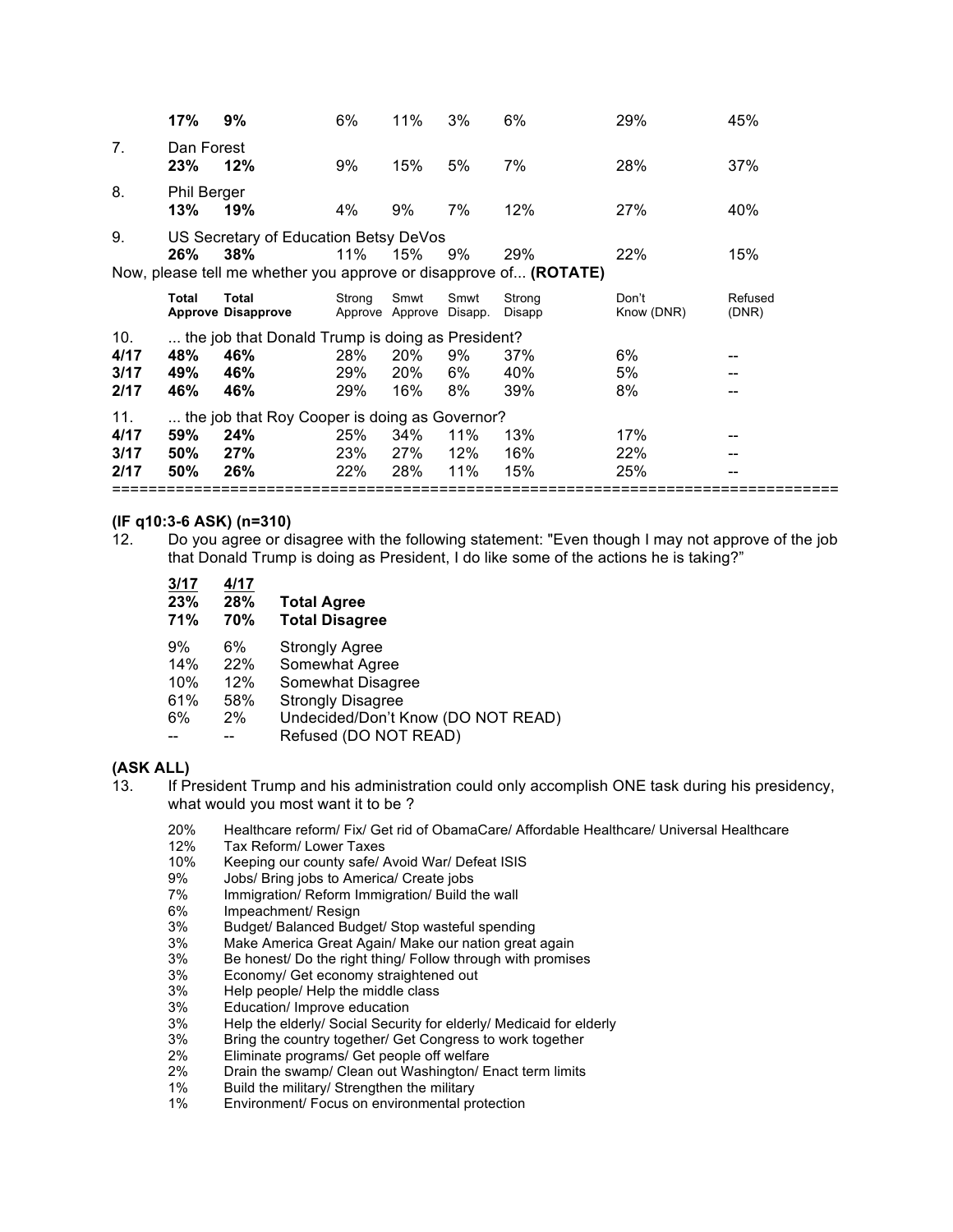| | Total Approve | Total Disapprove | Strong Approve | Smwt Approve | Smwt Disapp. | Strong Disapp | Don't Know (DNR) | Refused (DNR) |
|---|---|---|---|---|---|---|---|---|
| | **17%** | **9%** | 6% | 11% | 3% | 6% | 29% | 45% |
| 7. Dan Forest | | | | | | | | |
| | **23%** | **12%** | 9% | 15% | 5% | 7% | 28% | 37% |
| 8. Phil Berger | | | | | | | | |
| | **13%** | **19%** | 4% | 9% | 7% | 12% | 27% | 40% |
| 9. US Secretary of Education Betsy DeVos | | | | | | | | |
| | **26%** | **38%** | 11% | 15% | 9% | 29% | 22% | 15% |

Now, please tell me whether you approve or disapprove of... **(ROTATE)**

| | Total Approve | Total Disapprove | Strong Approve | Smwt Approve | Smwt Disapp. | Strong Disapp | Don't Know (DNR) | Refused (DNR) |
|---|---|---|---|---|---|---|---|---|
| 10. ... the job that Donald Trump is doing as President? | | | | | | | | |
| **4/17** | **48%** | **46%** | 28% | 20% | 9% | 37% | 6% | -- |
| **3/17** | **49%** | **46%** | 29% | 20% | 6% | 40% | 5% | -- |
| **2/17** | **46%** | **46%** | 29% | 16% | 8% | 39% | 8% | -- |
| 11. ... the job that Roy Cooper is doing as Governor? | | | | | | | | |
| **4/17** | **59%** | **24%** | 25% | 34% | 11% | 13% | 17% | -- |
| **3/17** | **50%** | **27%** | 23% | 27% | 12% | 16% | 22% | -- |
| **2/17** | **50%** | **26%** | 22% | 28% | 11% | 15% | 25% | -- |

**(IF q10:3-6 ASK) (n=310)**

12. Do you agree or disagree with the following statement: "Even though I may not approve of the job that Donald Trump is doing as President, I do like some of the actions he is taking?"

| 3/17 | 4/17 | |
|---|---|---|
| **23%** | **28%** | **Total Agree** |
| **71%** | **70%** | **Total Disagree** |
| 9% | 6% | Strongly Agree |
| 14% | 22% | Somewhat Agree |
| 10% | 12% | Somewhat Disagree |
| 61% | 58% | Strongly Disagree |
| 6% | 2% | Undecided/Don't Know (DO NOT READ) |
| -- | -- | Refused (DO NOT READ) |

**(ASK ALL)**

13. If President Trump and his administration could only accomplish ONE task during his presidency, what would you most want it to be ?

| | |
|---|---|
| 20% | Healthcare reform/ Fix/ Get rid of ObamaCare/ Affordable Healthcare/ Universal Healthcare |
| 12% | Tax Reform/ Lower Taxes |
| 10% | Keeping our county safe/ Avoid War/ Defeat ISIS |
| 9% | Jobs/ Bring jobs to America/ Create jobs |
| 7% | Immigration/ Reform Immigration/ Build the wall |
| 6% | Impeachment/ Resign |
| 3% | Budget/ Balanced Budget/ Stop wasteful spending |
| 3% | Make America Great Again/ Make our nation great again |
| 3% | Be honest/ Do the right thing/ Follow through with promises |
| 3% | Economy/ Get economy straightened out |
| 3% | Help people/ Help the middle class |
| 3% | Education/ Improve education |
| 3% | Help the elderly/ Social Security for elderly/ Medicaid for elderly |
| 3% | Bring the country together/ Get Congress to work together |
| 2% | Eliminate programs/ Get people off welfare |
| 2% | Drain the swamp/ Clean out Washington/ Enact term limits |
| 1% | Build the military/ Strengthen the military |
| 1% | Environment/ Focus on environmental protection |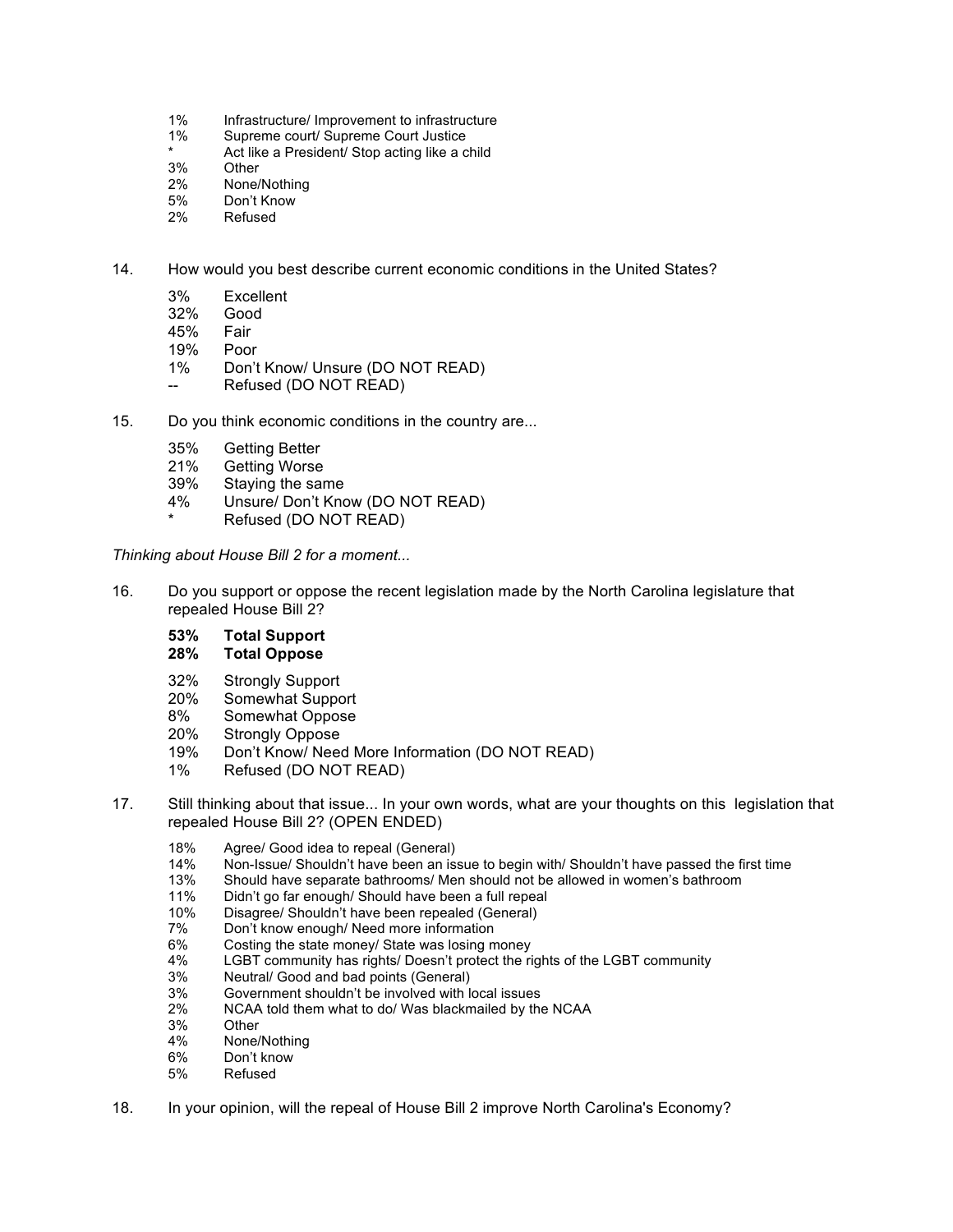1% Infrastructure/ Improvement to infrastructure
1% Supreme court/ Supreme Court Justice
* Act like a President/ Stop acting like a child
3% Other
2% None/Nothing
5% Don't Know
2% Refused

14. How would you best describe current economic conditions in the United States?

3% Excellent
32% Good
45% Fair
19% Poor
1% Don't Know/ Unsure (DO NOT READ)
-- Refused (DO NOT READ)

15. Do you think economic conditions in the country are...

35% Getting Better
21% Getting Worse
39% Staying the same
4% Unsure/ Don't Know (DO NOT READ)
* Refused (DO NOT READ)

*Thinking about House Bill 2 for a moment...*

16. Do you support or oppose the recent legislation made by the North Carolina legislature that repealed House Bill 2?

**53% Total Support**
**28% Total Oppose**

32% Strongly Support
20% Somewhat Support
8% Somewhat Oppose
20% Strongly Oppose
19% Don't Know/ Need More Information (DO NOT READ)
1% Refused (DO NOT READ)

17. Still thinking about that issue... In your own words, what are your thoughts on this legislation that repealed House Bill 2? (OPEN ENDED)

18% Agree/ Good idea to repeal (General)
14% Non-Issue/ Shouldn't have been an issue to begin with/ Shouldn't have passed the first time
13% Should have separate bathrooms/ Men should not be allowed in women's bathroom
11% Didn't go far enough/ Should have been a full repeal
10% Disagree/ Shouldn't have been repealed (General)
7% Don't know enough/ Need more information
6% Costing the state money/ State was losing money
4% LGBT community has rights/ Doesn't protect the rights of the LGBT community
3% Neutral/ Good and bad points (General)
3% Government shouldn't be involved with local issues
2% NCAA told them what to do/ Was blackmailed by the NCAA
3% Other
4% None/Nothing
6% Don't know
5% Refused

18. In your opinion, will the repeal of House Bill 2 improve North Carolina's Economy?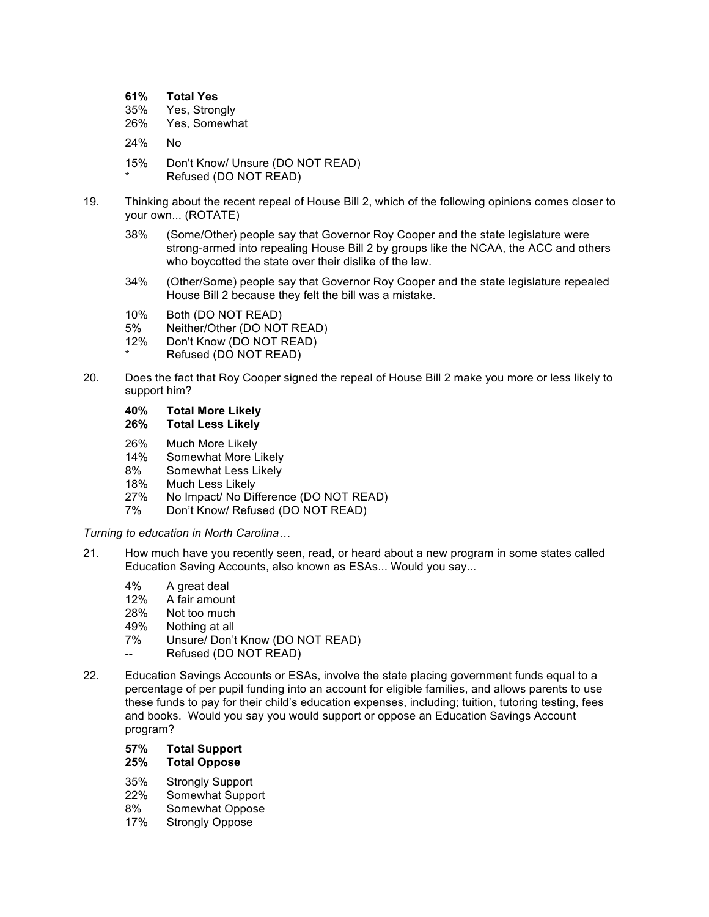**61% Total Yes**
35% Yes, Strongly
26% Yes, Somewhat

24% No

15% Don't Know/ Unsure (DO NOT READ)
* Refused (DO NOT READ)

19. Thinking about the recent repeal of House Bill 2, which of the following opinions comes closer to your own... (ROTATE)

38% (Some/Other) people say that Governor Roy Cooper and the state legislature were strong-armed into repealing House Bill 2 by groups like the NCAA, the ACC and others who boycotted the state over their dislike of the law.

34% (Other/Some) people say that Governor Roy Cooper and the state legislature repealed House Bill 2 because they felt the bill was a mistake.

10% Both (DO NOT READ)
5% Neither/Other (DO NOT READ)
12% Don't Know (DO NOT READ)
* Refused (DO NOT READ)

20. Does the fact that Roy Cooper signed the repeal of House Bill 2 make you more or less likely to support him?

**40% Total More Likely**
**26% Total Less Likely**

26% Much More Likely
14% Somewhat More Likely
8% Somewhat Less Likely
18% Much Less Likely
27% No Impact/ No Difference (DO NOT READ)
7% Don't Know/ Refused (DO NOT READ)

*Turning to education in North Carolina…*

21. How much have you recently seen, read, or heard about a new program in some states called Education Saving Accounts, also known as ESAs... Would you say...

4% A great deal
12% A fair amount
28% Not too much
49% Nothing at all
7% Unsure/ Don't Know (DO NOT READ)
-- Refused (DO NOT READ)

22. Education Savings Accounts or ESAs, involve the state placing government funds equal to a percentage of per pupil funding into an account for eligible families, and allows parents to use these funds to pay for their child's education expenses, including; tuition, tutoring testing, fees and books. Would you say you would support or oppose an Education Savings Account program?

**57% Total Support**
**25% Total Oppose**

35% Strongly Support
22% Somewhat Support
8% Somewhat Oppose
17% Strongly Oppose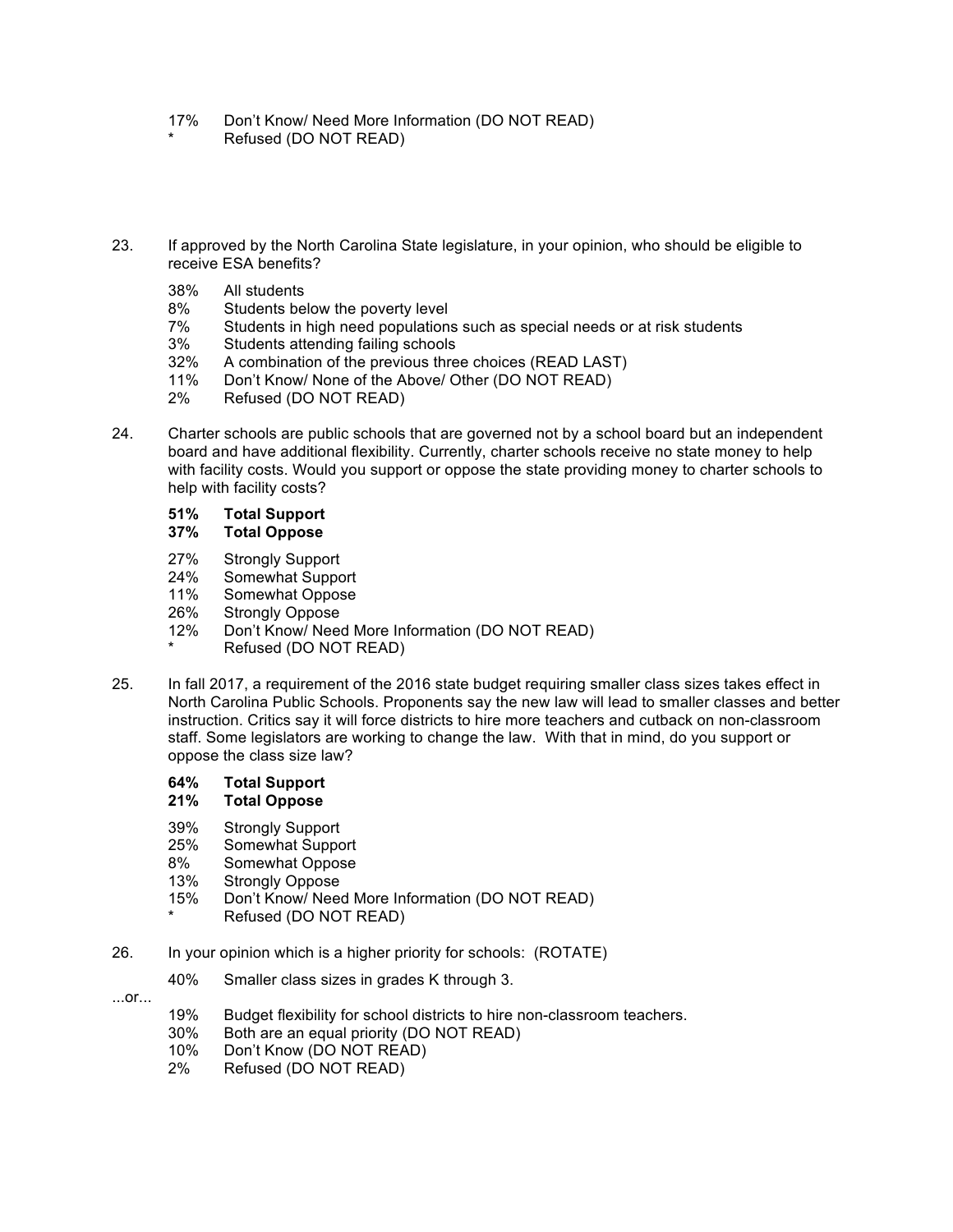17% Don't Know/ Need More Information (DO NOT READ)
* Refused (DO NOT READ)

23. If approved by the North Carolina State legislature, in your opinion, who should be eligible to receive ESA benefits?

    38% All students
    8% Students below the poverty level
    7% Students in high need populations such as special needs or at risk students
    3% Students attending failing schools
    32% A combination of the previous three choices (READ LAST)
    11% Don't Know/ None of the Above/ Other (DO NOT READ)
    2% Refused (DO NOT READ)

24. Charter schools are public schools that are governed not by a school board but an independent board and have additional flexibility. Currently, charter schools receive no state money to help with facility costs. Would you support or oppose the state providing money to charter schools to help with facility costs?

    **51% Total Support**
    **37% Total Oppose**

    27% Strongly Support
    24% Somewhat Support
    11% Somewhat Oppose
    26% Strongly Oppose
    12% Don't Know/ Need More Information (DO NOT READ)
    * Refused (DO NOT READ)

25. In fall 2017, a requirement of the 2016 state budget requiring smaller class sizes takes effect in North Carolina Public Schools. Proponents say the new law will lead to smaller classes and better instruction. Critics say it will force districts to hire more teachers and cutback on non-classroom staff. Some legislators are working to change the law. With that in mind, do you support or oppose the class size law?

    **64% Total Support**
    **21% Total Oppose**

    39% Strongly Support
    25% Somewhat Support
    8% Somewhat Oppose
    13% Strongly Oppose
    15% Don't Know/ Need More Information (DO NOT READ)
    * Refused (DO NOT READ)

26. In your opinion which is a higher priority for schools: (ROTATE)

    40% Smaller class sizes in grades K through 3.

...or...

    19% Budget flexibility for school districts to hire non-classroom teachers.
    30% Both are an equal priority (DO NOT READ)
    10% Don't Know (DO NOT READ)
    2% Refused (DO NOT READ)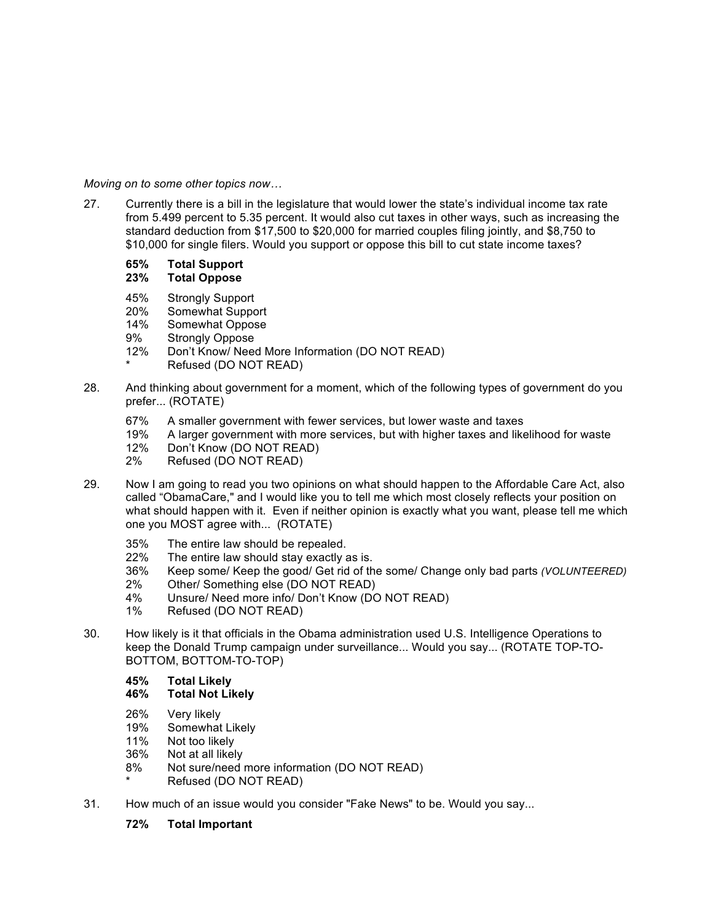*Moving on to some other topics now…*

27. Currently there is a bill in the legislature that would lower the state's individual income tax rate from 5.499 percent to 5.35 percent. It would also cut taxes in other ways, such as increasing the standard deduction from $17,500 to $20,000 for married couples filing jointly, and $8,750 to $10,000 for single filers. Would you support or oppose this bill to cut state income taxes?

    **65% Total Support**
    **23% Total Oppose**

    45% Strongly Support
    20% Somewhat Support
    14% Somewhat Oppose
    9% Strongly Oppose
    12% Don't Know/ Need More Information (DO NOT READ)
    * Refused (DO NOT READ)

28. And thinking about government for a moment, which of the following types of government do you prefer... (ROTATE)

    67% A smaller government with fewer services, but lower waste and taxes
    19% A larger government with more services, but with higher taxes and likelihood for waste
    12% Don't Know (DO NOT READ)
    2% Refused (DO NOT READ)

29. Now I am going to read you two opinions on what should happen to the Affordable Care Act, also called "ObamaCare," and I would like you to tell me which most closely reflects your position on what should happen with it. Even if neither opinion is exactly what you want, please tell me which one you MOST agree with... (ROTATE)

    35% The entire law should be repealed.
    22% The entire law should stay exactly as is.
    36% Keep some/ Keep the good/ Get rid of the some/ Change only bad parts *(VOLUNTEERED)*
    2% Other/ Something else (DO NOT READ)
    4% Unsure/ Need more info/ Don't Know (DO NOT READ)
    1% Refused (DO NOT READ)

30. How likely is it that officials in the Obama administration used U.S. Intelligence Operations to keep the Donald Trump campaign under surveillance... Would you say... (ROTATE TOP-TO-BOTTOM, BOTTOM-TO-TOP)

    **45% Total Likely**
    **46% Total Not Likely**

    26% Very likely
    19% Somewhat Likely
    11% Not too likely
    36% Not at all likely
    8% Not sure/need more information (DO NOT READ)
    * Refused (DO NOT READ)

31. How much of an issue would you consider "Fake News" to be. Would you say...

    **72% Total Important**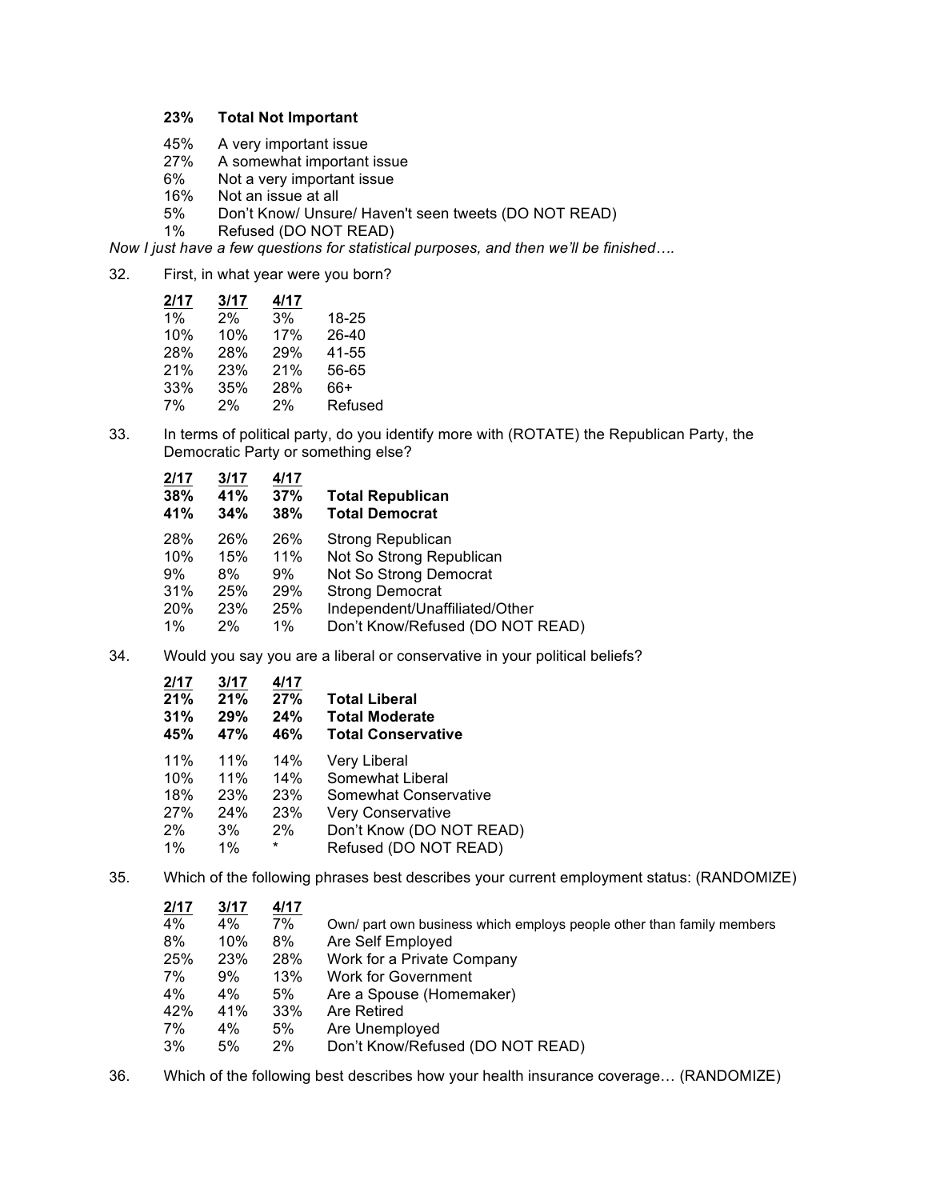**23% Total Not Important**

| | |
|---|---|
| 45% | A very important issue |
| 27% | A somewhat important issue |
| 6% | Not a very important issue |
| 16% | Not an issue at all |
| 5% | Don't Know/ Unsure/ Haven't seen tweets (DO NOT READ) |
| 1% | Refused (DO NOT READ) |

*Now I just have a few questions for statistical purposes, and then we'll be finished….*

32. First, in what year were you born?

| 2/17 | 3/17 | 4/17 | |
|---|---|---|---|
| 1% | 2% | 3% | 18-25 |
| 10% | 10% | 17% | 26-40 |
| 28% | 28% | 29% | 41-55 |
| 21% | 23% | 21% | 56-65 |
| 33% | 35% | 28% | 66+ |
| 7% | 2% | 2% | Refused |

33. In terms of political party, do you identify more with (ROTATE) the Republican Party, the Democratic Party or something else?

| 2/17 | 3/17 | 4/17 | |
|---|---|---|---|
| **38%** | **41%** | **37%** | **Total Republican** |
| **41%** | **34%** | **38%** | **Total Democrat** |
| 28% | 26% | 26% | Strong Republican |
| 10% | 15% | 11% | Not So Strong Republican |
| 9% | 8% | 9% | Not So Strong Democrat |
| 31% | 25% | 29% | Strong Democrat |
| 20% | 23% | 25% | Independent/Unaffiliated/Other |
| 1% | 2% | 1% | Don't Know/Refused (DO NOT READ) |

34. Would you say you are a liberal or conservative in your political beliefs?

| 2/17 | 3/17 | 4/17 | |
|---|---|---|---|
| **21%** | **21%** | **27%** | **Total Liberal** |
| **31%** | **29%** | **24%** | **Total Moderate** |
| **45%** | **47%** | **46%** | **Total Conservative** |
| 11% | 11% | 14% | Very Liberal |
| 10% | 11% | 14% | Somewhat Liberal |
| 18% | 23% | 23% | Somewhat Conservative |
| 27% | 24% | 23% | Very Conservative |
| 2% | 3% | 2% | Don't Know (DO NOT READ) |
| 1% | 1% | * | Refused (DO NOT READ) |

35. Which of the following phrases best describes your current employment status: (RANDOMIZE)

| 2/17 | 3/17 | 4/17 | |
|---|---|---|---|
| 4% | 4% | 7% | Own/ part own business which employs people other than family members |
| 8% | 10% | 8% | Are Self Employed |
| 25% | 23% | 28% | Work for a Private Company |
| 7% | 9% | 13% | Work for Government |
| 4% | 4% | 5% | Are a Spouse (Homemaker) |
| 42% | 41% | 33% | Are Retired |
| 7% | 4% | 5% | Are Unemployed |
| 3% | 5% | 2% | Don't Know/Refused (DO NOT READ) |

36. Which of the following best describes how your health insurance coverage… (RANDOMIZE)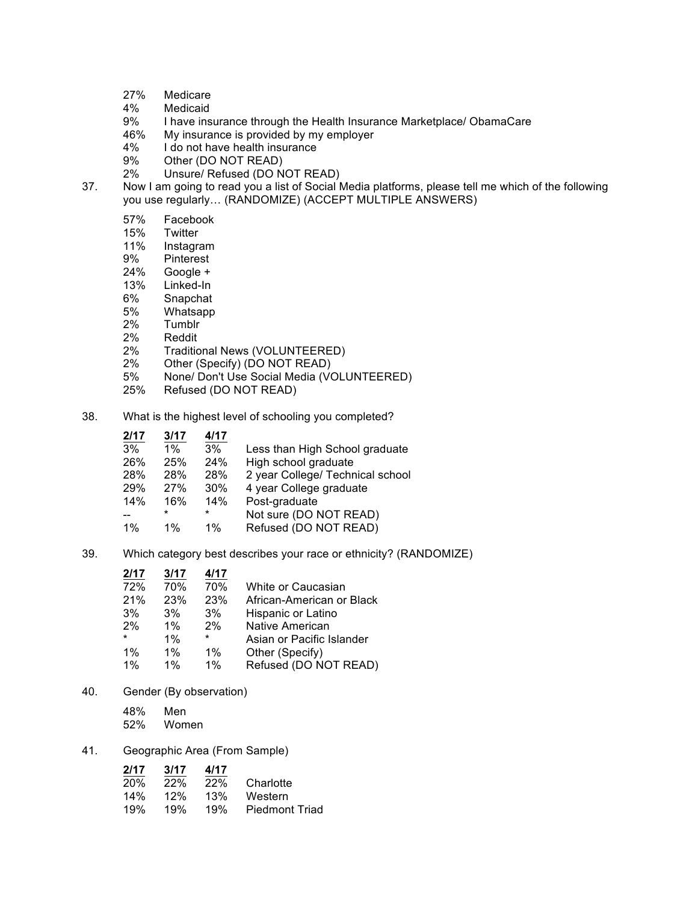27% Medicare
4% Medicaid
9% I have insurance through the Health Insurance Marketplace/ ObamaCare
46% My insurance is provided by my employer
4% I do not have health insurance
9% Other (DO NOT READ)
2% Unsure/ Refused (DO NOT READ)

37. Now I am going to read you a list of Social Media platforms, please tell me which of the following you use regularly… (RANDOMIZE) (ACCEPT MULTIPLE ANSWERS)

57% Facebook
15% Twitter
11% Instagram
9% Pinterest
24% Google +
13% Linked-In
6% Snapchat
5% Whatsapp
2% Tumblr
2% Reddit
2% Traditional News (VOLUNTEERED)
2% Other (Specify) (DO NOT READ)
5% None/ Don't Use Social Media (VOLUNTEERED)
25% Refused (DO NOT READ)

38. What is the highest level of schooling you completed?

| 2/17 | 3/17 | 4/17 | |
|---|---|---|---|
| 3% | 1% | 3% | Less than High School graduate |
| 26% | 25% | 24% | High school graduate |
| 28% | 28% | 28% | 2 year College/ Technical school |
| 29% | 27% | 30% | 4 year College graduate |
| 14% | 16% | 14% | Post-graduate |
| -- | * | * | Not sure (DO NOT READ) |
| 1% | 1% | 1% | Refused (DO NOT READ) |

39. Which category best describes your race or ethnicity? (RANDOMIZE)

| 2/17 | 3/17 | 4/17 | |
|---|---|---|---|
| 72% | 70% | 70% | White or Caucasian |
| 21% | 23% | 23% | African-American or Black |
| 3% | 3% | 3% | Hispanic or Latino |
| 2% | 1% | 2% | Native American |
| * | 1% | * | Asian or Pacific Islander |
| 1% | 1% | 1% | Other (Specify) |
| 1% | 1% | 1% | Refused (DO NOT READ) |

40. Gender (By observation)

48% Men
52% Women

41. Geographic Area (From Sample)

| 2/17 | 3/17 | 4/17 | |
|---|---|---|---|
| 20% | 22% | 22% | Charlotte |
| 14% | 12% | 13% | Western |
| 19% | 19% | 19% | Piedmont Triad |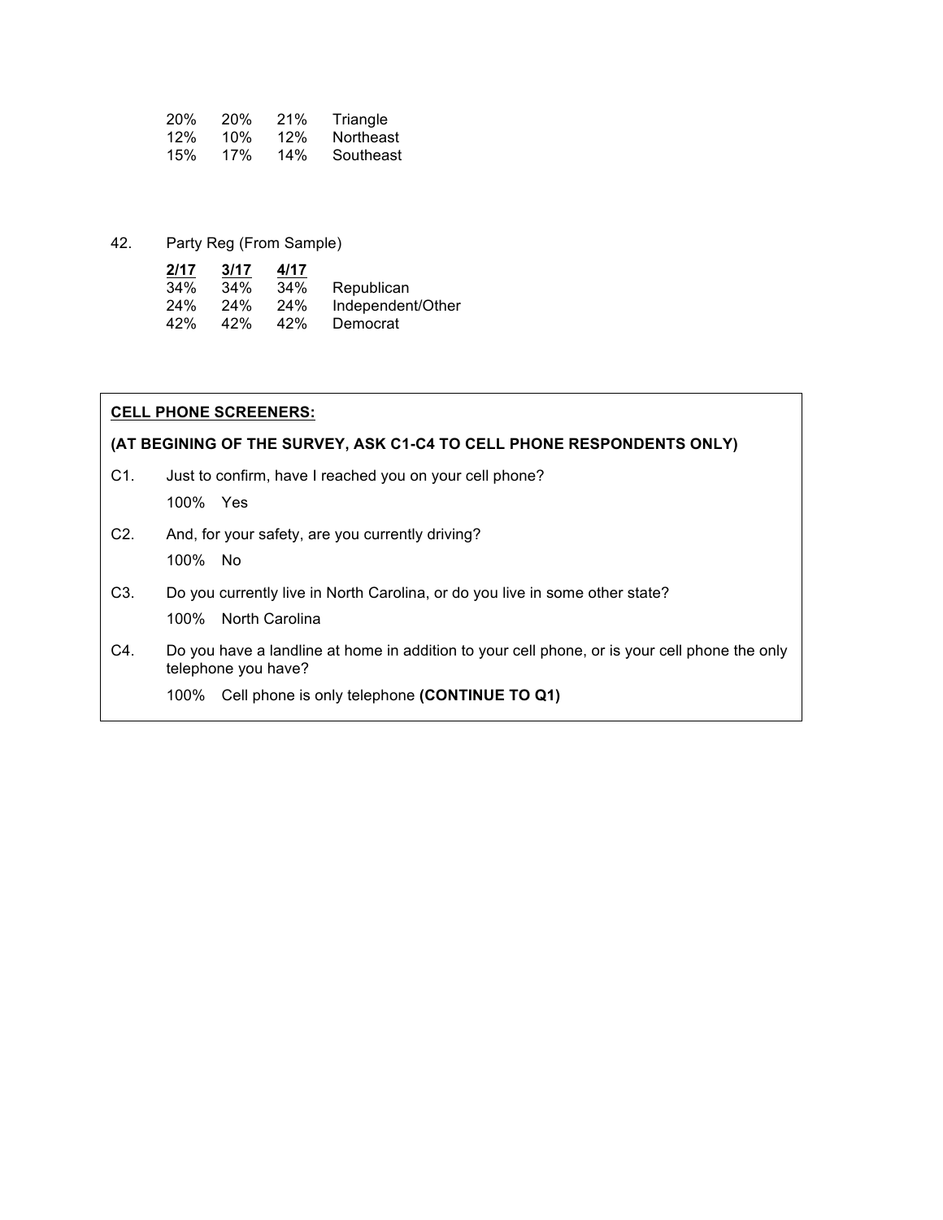| | | | |
|---|---|---|---|
| 20% | 20% | 21% | Triangle |
| 12% | 10% | 12% | Northeast |
| 15% | 17% | 14% | Southeast |

42. Party Reg (From Sample)

| 2/17 | 3/17 | 4/17 | |
|---|---|---|---|
| 34% | 34% | 34% | Republican |
| 24% | 24% | 24% | Independent/Other |
| 42% | 42% | 42% | Democrat |

**CELL PHONE SCREENERS:**

**(AT BEGINING OF THE SURVEY, ASK C1-C4 TO CELL PHONE RESPONDENTS ONLY)**

C1. Just to confirm, have I reached you on your cell phone?

100% Yes

C2. And, for your safety, are you currently driving?

100% No

C3. Do you currently live in North Carolina, or do you live in some other state?

100% North Carolina

C4. Do you have a landline at home in addition to your cell phone, or is your cell phone the only telephone you have?

100% Cell phone is only telephone **(CONTINUE TO Q1)**